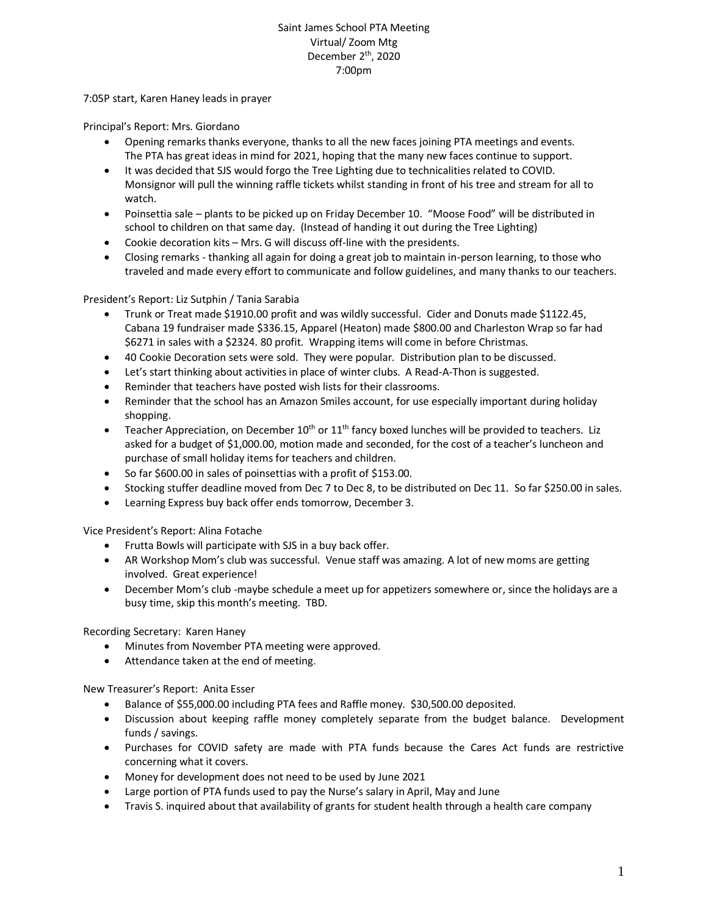Saint James School PTA Meeting
Virtual/ Zoom Mtg
December 2th, 2020
7:00pm

7:05P start, Karen Haney leads in prayer

Principal's Report: Mrs. Giordano

- Opening remarks thanks everyone, thanks to all the new faces joining PTA meetings and events. The PTA has great ideas in mind for 2021, hoping that the many new faces continue to support.
- It was decided that SJS would forgo the Tree Lighting due to technicalities related to COVID. Monsignor will pull the winning raffle tickets whilst standing in front of his tree and stream for all to watch.
- Poinsettia sale – plants to be picked up on Friday December 10. "Moose Food" will be distributed in school to children on that same day. (Instead of handing it out during the Tree Lighting)
- Cookie decoration kits – Mrs. G will discuss off-line with the presidents.
- Closing remarks - thanking all again for doing a great job to maintain in-person learning, to those who traveled and made every effort to communicate and follow guidelines, and many thanks to our teachers.

President's Report: Liz Sutphin / Tania Sarabia

- Trunk or Treat made $1910.00 profit and was wildly successful. Cider and Donuts made $1122.45, Cabana 19 fundraiser made $336.15, Apparel (Heaton) made $800.00 and Charleston Wrap so far had $6271 in sales with a $2324. 80 profit. Wrapping items will come in before Christmas.
- 40 Cookie Decoration sets were sold. They were popular. Distribution plan to be discussed.
- Let's start thinking about activities in place of winter clubs. A Read-A-Thon is suggested.
- Reminder that teachers have posted wish lists for their classrooms.
- Reminder that the school has an Amazon Smiles account, for use especially important during holiday shopping.
- Teacher Appreciation, on December 10th or 11th fancy boxed lunches will be provided to teachers. Liz asked for a budget of $1,000.00, motion made and seconded, for the cost of a teacher's luncheon and purchase of small holiday items for teachers and children.
- So far $600.00 in sales of poinsettias with a profit of $153.00.
- Stocking stuffer deadline moved from Dec 7 to Dec 8, to be distributed on Dec 11. So far $250.00 in sales.
- Learning Express buy back offer ends tomorrow, December 3.

Vice President's Report: Alina Fotache

- Frutta Bowls will participate with SJS in a buy back offer.
- AR Workshop Mom's club was successful. Venue staff was amazing. A lot of new moms are getting involved. Great experience!
- December Mom's club -maybe schedule a meet up for appetizers somewhere or, since the holidays are a busy time, skip this month's meeting. TBD.

Recording Secretary: Karen Haney

- Minutes from November PTA meeting were approved.
- Attendance taken at the end of meeting.

New Treasurer's Report: Anita Esser

- Balance of $55,000.00 including PTA fees and Raffle money. $30,500.00 deposited.
- Discussion about keeping raffle money completely separate from the budget balance. Development funds / savings.
- Purchases for COVID safety are made with PTA funds because the Cares Act funds are restrictive concerning what it covers.
- Money for development does not need to be used by June 2021
- Large portion of PTA funds used to pay the Nurse's salary in April, May and June
- Travis S. inquired about that availability of grants for student health through a health care company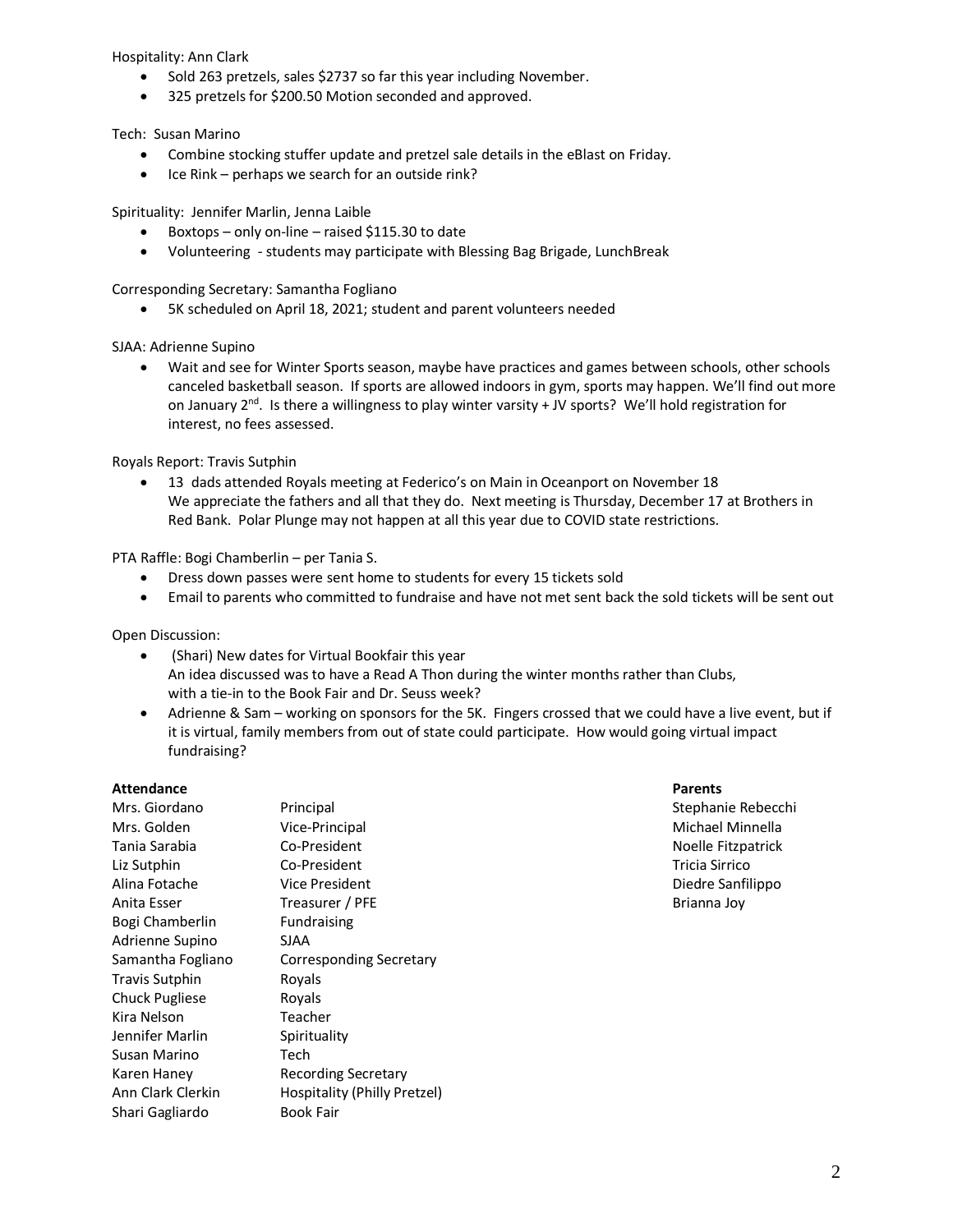Hospitality: Ann Clark

- Sold 263 pretzels, sales $2737 so far this year including November.
- 325 pretzels for $200.50 Motion seconded and approved.

Tech: Susan Marino

- Combine stocking stuffer update and pretzel sale details in the eBlast on Friday.
- Ice Rink – perhaps we search for an outside rink?

Spirituality: Jennifer Marlin, Jenna Laible

- Boxtops – only on-line – raised $115.30 to date
- Volunteering - students may participate with Blessing Bag Brigade, LunchBreak

Corresponding Secretary: Samantha Fogliano

- 5K scheduled on April 18, 2021; student and parent volunteers needed

SJAA: Adrienne Supino

- Wait and see for Winter Sports season, maybe have practices and games between schools, other schools canceled basketball season. If sports are allowed indoors in gym, sports may happen. We'll find out more on January 2nd. Is there a willingness to play winter varsity + JV sports? We'll hold registration for interest, no fees assessed.

Royals Report: Travis Sutphin

- 13 dads attended Royals meeting at Federico's on Main in Oceanport on November 18
  We appreciate the fathers and all that they do. Next meeting is Thursday, December 17 at Brothers in Red Bank. Polar Plunge may not happen at all this year due to COVID state restrictions.

PTA Raffle: Bogi Chamberlin – per Tania S.

- Dress down passes were sent home to students for every 15 tickets sold
- Email to parents who committed to fundraise and have not met sent back the sold tickets will be sent out

Open Discussion:

- (Shari) New dates for Virtual Bookfair this year
  An idea discussed was to have a Read A Thon during the winter months rather than Clubs, with a tie-in to the Book Fair and Dr. Seuss week?
- Adrienne & Sam – working on sponsors for the 5K. Fingers crossed that we could have a live event, but if it is virtual, family members from out of state could participate. How would going virtual impact fundraising?

**Attendance**

| | |
|---|---|
| Mrs. Giordano | Principal |
| Mrs. Golden | Vice-Principal |
| Tania Sarabia | Co-President |
| Liz Sutphin | Co-President |
| Alina Fotache | Vice President |
| Anita Esser | Treasurer / PFE |
| Bogi Chamberlin | Fundraising |
| Adrienne Supino | SJAA |
| Samantha Fogliano | Corresponding Secretary |
| Travis Sutphin | Royals |
| Chuck Pugliese | Royals |
| Kira Nelson | Teacher |
| Jennifer Marlin | Spirituality |
| Susan Marino | Tech |
| Karen Haney | Recording Secretary |
| Ann Clark Clerkin | Hospitality (Philly Pretzel) |
| Shari Gagliardo | Book Fair |

**Parents**

Stephanie Rebecchi
Michael Minnella
Noelle Fitzpatrick
Tricia Sirrico
Diedre Sanfilippo
Brianna Joy